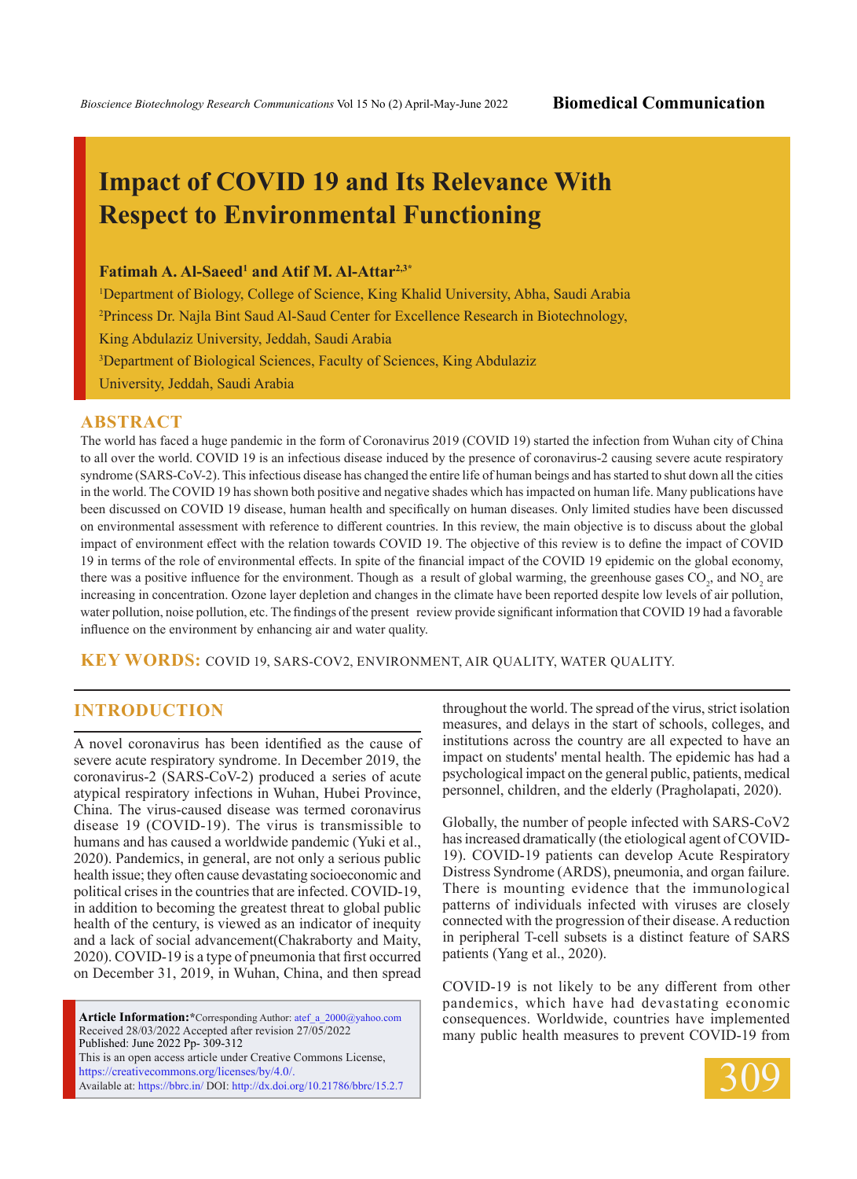Biomedical Communication

# Impact of COVID 19 and Its Relevance With Respect to Environmental Functioning

**Fatimah A. Al-Saeed[1] and Atif M. Al-Attar[2,3*]**

[1]Department of Biology, College of Science, King Khalid University, Abha, Saudi Arabia

[2]Princess Dr. Najla Bint Saud Al-Saud Center for Excellence Research in Biotechnology, King Abdulaziz University, Jeddah, Saudi Arabia

[3]Department of Biological Sciences, Faculty of Sciences, King Abdulaziz University, Jeddah, Saudi Arabia

## ABSTRACT

The world has faced a huge pandemic in the form of Coronavirus 2019 (COVID 19) started the infection from Wuhan city of China to all over the world. COVID 19 is an infectious disease induced by the presence of coronavirus-2 causing severe acute respiratory syndrome (SARS-CoV-2). This infectious disease has changed the entire life of human beings and has started to shut down all the cities in the world. The COVID 19 has shown both positive and negative shades which has impacted on human life. Many publications have been discussed on COVID 19 disease, human health and specifically on human diseases. Only limited studies have been discussed on environmental assessment with reference to different countries. In this review, the main objective is to discuss about the global impact of environment effect with the relation towards COVID 19. The objective of this review is to define the impact of COVID 19 in terms of the role of environmental effects. In spite of the financial impact of the COVID 19 epidemic on the global economy, there was a positive influence for the environment. Though as a result of global warming, the greenhouse gases $CO_2$, and $NO_2$ are increasing in concentration. Ozone layer depletion and changes in the climate have been reported despite low levels of air pollution, water pollution, noise pollution, etc. The findings of the present review provide significant information that COVID 19 had a favorable influence on the environment by enhancing air and water quality.

**KEY WORDS:** COVID 19, SARS-COV2, ENVIRONMENT, AIR QUALITY, WATER QUALITY.

## INTRODUCTION

A novel coronavirus has been identified as the cause of severe acute respiratory syndrome. In December 2019, the coronavirus-2 (SARS-CoV-2) produced a series of acute atypical respiratory infections in Wuhan, Hubei Province, China. The virus-caused disease was termed coronavirus disease 19 (COVID-19). The virus is transmissible to humans and has caused a worldwide pandemic (Yuki et al., 2020). Pandemics, in general, are not only a serious public health issue; they often cause devastating socioeconomic and political crises in the countries that are infected. COVID-19, in addition to becoming the greatest threat to global public health of the century, is viewed as an indicator of inequity and a lack of social advancement(Chakraborty and Maity, 2020). COVID-19 is a type of pneumonia that first occurred on December 31, 2019, in Wuhan, China, and then spread throughout the world. The spread of the virus, strict isolation measures, and delays in the start of schools, colleges, and institutions across the country are all expected to have an impact on students' mental health. The epidemic has had a psychological impact on the general public, patients, medical personnel, children, and the elderly (Pragholapati, 2020).

Globally, the number of people infected with SARS-CoV2 has increased dramatically (the etiological agent of COVID-19). COVID-19 patients can develop Acute Respiratory Distress Syndrome (ARDS), pneumonia, and organ failure. There is mounting evidence that the immunological patterns of individuals infected with viruses are closely connected with the progression of their disease. A reduction in peripheral T-cell subsets is a distinct feature of SARS patients (Yang et al., 2020).

COVID-19 is not likely to be any different from other pandemics, which have had devastating economic consequences. Worldwide, countries have implemented many public health measures to prevent COVID-19 from

**Article Information:***Corresponding Author: atef_a_2000@yahoo.com
Received 28/03/2022 Accepted after revision 27/05/2022
Published: June 2022 Pp- 309-312
This is an open access article under Creative Commons License, https://creativecommons.org/licenses/by/4.0/.
Available at: https://bbrc.in/ DOI: http://dx.doi.org/10.21786/bbrc/15.2.7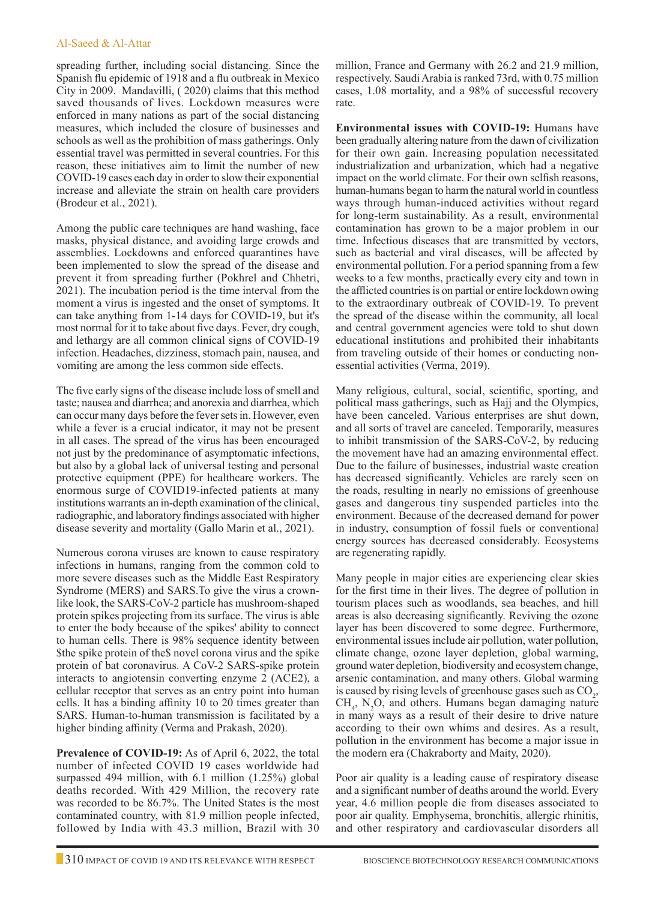spreading further, including social distancing. Since the Spanish flu epidemic of 1918 and a flu outbreak in Mexico City in 2009. Mandavilli, ( 2020) claims that this method saved thousands of lives. Lockdown measures were enforced in many nations as part of the social distancing measures, which included the closure of businesses and schools as well as the prohibition of mass gatherings. Only essential travel was permitted in several countries. For this reason, these initiatives aim to limit the number of new COVID-19 cases each day in order to slow their exponential increase and alleviate the strain on health care providers (Brodeur et al., 2021).

Among the public care techniques are hand washing, face masks, physical distance, and avoiding large crowds and assemblies. Lockdowns and enforced quarantines have been implemented to slow the spread of the disease and prevent it from spreading further (Pokhrel and Chhetri, 2021). The incubation period is the time interval from the moment a virus is ingested and the onset of symptoms. It can take anything from 1-14 days for COVID-19, but it's most normal for it to take about five days. Fever, dry cough, and lethargy are all common clinical signs of COVID-19 infection. Headaches, dizziness, stomach pain, nausea, and vomiting are among the less common side effects.

The five early signs of the disease include loss of smell and taste; nausea and diarrhea; and anorexia and diarrhea, which can occur many days before the fever sets in. However, even while a fever is a crucial indicator, it may not be present in all cases. The spread of the virus has been encouraged not just by the predominance of asymptomatic infections, but also by a global lack of universal testing and personal protective equipment (PPE) for healthcare workers. The enormous surge of COVID19-infected patients at many institutions warrants an in-depth examination of the clinical, radiographic, and laboratory findings associated with higher disease severity and mortality (Gallo Marin et al., 2021).

Numerous corona viruses are known to cause respiratory infections in humans, ranging from the common cold to more severe diseases such as the Middle East Respiratory Syndrome (MERS) and SARS.To give the virus a crown-like look, the SARS-CoV-2 particle has mushroom-shaped protein spikes projecting from its surface. The virus is able to enter the body because of the spikes' ability to connect to human cells. There is 98% sequence identity between $the spike protein of the$ novel corona virus and the spike protein of bat coronavirus. A CoV-2 SARS-spike protein interacts to angiotensin converting enzyme 2 (ACE2), a cellular receptor that serves as an entry point into human cells. It has a binding affinity 10 to 20 times greater than SARS. Human-to-human transmission is facilitated by a higher binding affinity (Verma and Prakash, 2020).

**Prevalence of COVID-19:** As of April 6, 2022, the total number of infected COVID 19 cases worldwide had surpassed 494 million, with 6.1 million (1.25%) global deaths recorded. With 429 Million, the recovery rate was recorded to be 86.7%. The United States is the most contaminated country, with 81.9 million people infected, followed by India with 43.3 million, Brazil with 30 million, France and Germany with 26.2 and 21.9 million, respectively. Saudi Arabia is ranked 73rd, with 0.75 million cases, 1.08 mortality, and a 98% of successful recovery rate.

**Environmental issues with COVID-19:** Humans have been gradually altering nature from the dawn of civilization for their own gain. Increasing population necessitated industrialization and urbanization, which had a negative impact on the world climate. For their own selfish reasons, human-humans began to harm the natural world in countless ways through human-induced activities without regard for long-term sustainability. As a result, environmental contamination has grown to be a major problem in our time. Infectious diseases that are transmitted by vectors, such as bacterial and viral diseases, will be affected by environmental pollution. For a period spanning from a few weeks to a few months, practically every city and town in the afflicted countries is on partial or entire lockdown owing to the extraordinary outbreak of COVID-19. To prevent the spread of the disease within the community, all local and central government agencies were told to shut down educational institutions and prohibited their inhabitants from traveling outside of their homes or conducting non-essential activities (Verma, 2019).

Many religious, cultural, social, scientific, sporting, and political mass gatherings, such as Hajj and the Olympics, have been canceled. Various enterprises are shut down, and all sorts of travel are canceled. Temporarily, measures to inhibit transmission of the SARS-CoV-2, by reducing the movement have had an amazing environmental effect. Due to the failure of businesses, industrial waste creation has decreased significantly. Vehicles are rarely seen on the roads, resulting in nearly no emissions of greenhouse gases and dangerous tiny suspended particles into the environment. Because of the decreased demand for power in industry, consumption of fossil fuels or conventional energy sources has decreased considerably. Ecosystems are regenerating rapidly.

Many people in major cities are experiencing clear skies for the first time in their lives. The degree of pollution in tourism places such as woodlands, sea beaches, and hill areas is also decreasing significantly. Reviving the ozone layer has been discovered to some degree. Furthermore, environmental issues include air pollution, water pollution, climate change, ozone layer depletion, global warming, ground water depletion, biodiversity and ecosystem change, arsenic contamination, and many others. Global warming is caused by rising levels of greenhouse gases such as $CO_2$, $CH_4$, $N_2O$, and others. Humans began damaging nature in many ways as a result of their desire to drive nature according to their own whims and desires. As a result, pollution in the environment has become a major issue in the modern era (Chakraborty and Maity, 2020).

Poor air quality is a leading cause of respiratory disease and a significant number of deaths around the world. Every year, 4.6 million people die from diseases associated to poor air quality. Emphysema, bronchitis, allergic rhinitis, and other respiratory and cardiovascular disorders all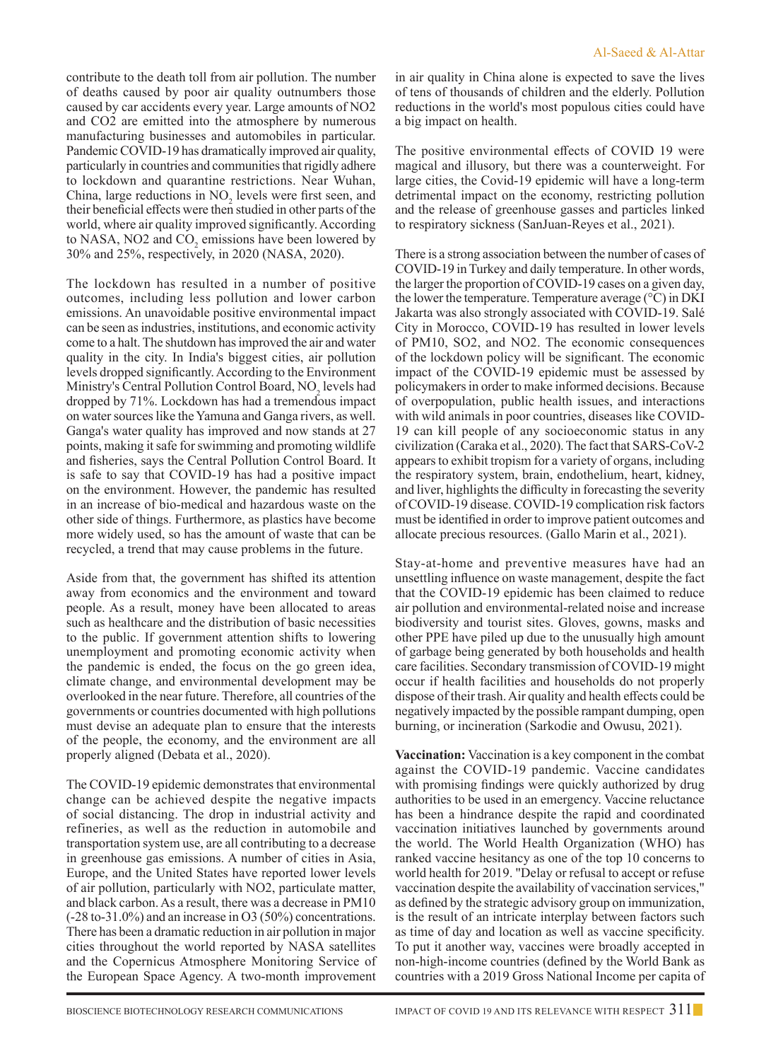contribute to the death toll from air pollution. The number of deaths caused by poor air quality outnumbers those caused by car accidents every year. Large amounts of NO2 and CO2 are emitted into the atmosphere by numerous manufacturing businesses and automobiles in particular. Pandemic COVID-19 has dramatically improved air quality, particularly in countries and communities that rigidly adhere to lockdown and quarantine restrictions. Near Wuhan, China, large reductions in $NO_2$ levels were first seen, and their beneficial effects were then studied in other parts of the world, where air quality improved significantly. According to NASA, NO2 and $CO_2$ emissions have been lowered by 30% and 25%, respectively, in 2020 (NASA, 2020).

The lockdown has resulted in a number of positive outcomes, including less pollution and lower carbon emissions. An unavoidable positive environmental impact can be seen as industries, institutions, and economic activity come to a halt. The shutdown has improved the air and water quality in the city. In India's biggest cities, air pollution levels dropped significantly. According to the Environment Ministry's Central Pollution Control Board, $NO_2$ levels had dropped by 71%. Lockdown has had a tremendous impact on water sources like the Yamuna and Ganga rivers, as well. Ganga's water quality has improved and now stands at 27 points, making it safe for swimming and promoting wildlife and fisheries, says the Central Pollution Control Board. It is safe to say that COVID-19 has had a positive impact on the environment. However, the pandemic has resulted in an increase of bio-medical and hazardous waste on the other side of things. Furthermore, as plastics have become more widely used, so has the amount of waste that can be recycled, a trend that may cause problems in the future.

Aside from that, the government has shifted its attention away from economics and the environment and toward people. As a result, money have been allocated to areas such as healthcare and the distribution of basic necessities to the public. If government attention shifts to lowering unemployment and promoting economic activity when the pandemic is ended, the focus on the go green idea, climate change, and environmental development may be overlooked in the near future. Therefore, all countries of the governments or countries documented with high pollutions must devise an adequate plan to ensure that the interests of the people, the economy, and the environment are all properly aligned (Debata et al., 2020).

The COVID-19 epidemic demonstrates that environmental change can be achieved despite the negative impacts of social distancing. The drop in industrial activity and refineries, as well as the reduction in automobile and transportation system use, are all contributing to a decrease in greenhouse gas emissions. A number of cities in Asia, Europe, and the United States have reported lower levels of air pollution, particularly with NO2, particulate matter, and black carbon. As a result, there was a decrease in PM10 (-28 to-31.0%) and an increase in O3 (50%) concentrations. There has been a dramatic reduction in air pollution in major cities throughout the world reported by NASA satellites and the Copernicus Atmosphere Monitoring Service of the European Space Agency. A two-month improvement in air quality in China alone is expected to save the lives of tens of thousands of children and the elderly. Pollution reductions in the world's most populous cities could have a big impact on health.

The positive environmental effects of COVID 19 were magical and illusory, but there was a counterweight. For large cities, the Covid-19 epidemic will have a long-term detrimental impact on the economy, restricting pollution and the release of greenhouse gasses and particles linked to respiratory sickness (SanJuan-Reyes et al., 2021).

There is a strong association between the number of cases of COVID-19 in Turkey and daily temperature. In other words, the larger the proportion of COVID-19 cases on a given day, the lower the temperature. Temperature average (°C) in DKI Jakarta was also strongly associated with COVID-19. Salé City in Morocco, COVID-19 has resulted in lower levels of PM10, SO2, and NO2. The economic consequences of the lockdown policy will be significant. The economic impact of the COVID-19 epidemic must be assessed by policymakers in order to make informed decisions. Because of overpopulation, public health issues, and interactions with wild animals in poor countries, diseases like COVID-19 can kill people of any socioeconomic status in any civilization (Caraka et al., 2020). The fact that SARS-CoV-2 appears to exhibit tropism for a variety of organs, including the respiratory system, brain, endothelium, heart, kidney, and liver, highlights the difficulty in forecasting the severity of COVID-19 disease. COVID-19 complication risk factors must be identified in order to improve patient outcomes and allocate precious resources. (Gallo Marin et al., 2021).

Stay-at-home and preventive measures have had an unsettling influence on waste management, despite the fact that the COVID-19 epidemic has been claimed to reduce air pollution and environmental-related noise and increase biodiversity and tourist sites. Gloves, gowns, masks and other PPE have piled up due to the unusually high amount of garbage being generated by both households and health care facilities. Secondary transmission of COVID-19 might occur if health facilities and households do not properly dispose of their trash. Air quality and health effects could be negatively impacted by the possible rampant dumping, open burning, or incineration (Sarkodie and Owusu, 2021).

**Vaccination:** Vaccination is a key component in the combat against the COVID-19 pandemic. Vaccine candidates with promising findings were quickly authorized by drug authorities to be used in an emergency. Vaccine reluctance has been a hindrance despite the rapid and coordinated vaccination initiatives launched by governments around the world. The World Health Organization (WHO) has ranked vaccine hesitancy as one of the top 10 concerns to world health for 2019. "Delay or refusal to accept or refuse vaccination despite the availability of vaccination services," as defined by the strategic advisory group on immunization, is the result of an intricate interplay between factors such as time of day and location as well as vaccine specificity. To put it another way, vaccines were broadly accepted in non-high-income countries (defined by the World Bank as countries with a 2019 Gross National Income per capita of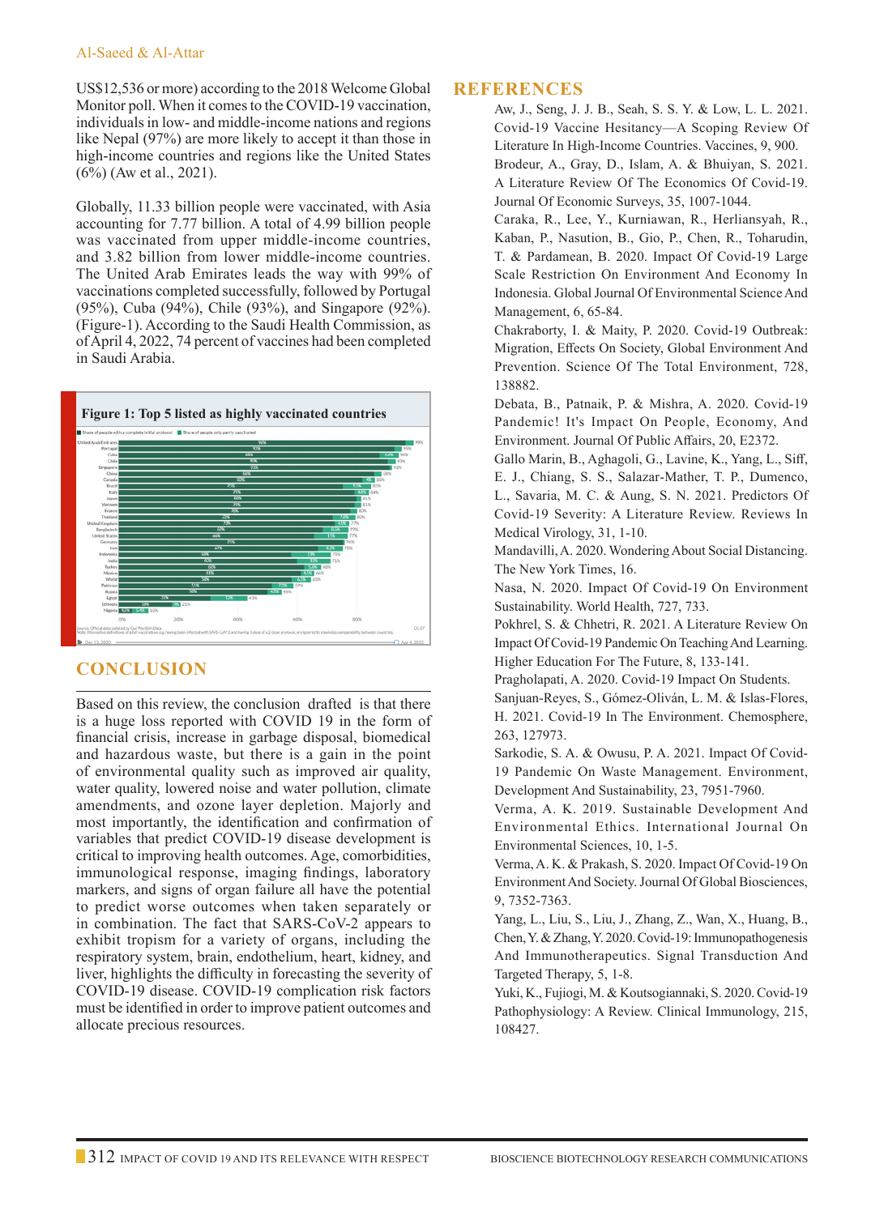US$12,536 or more) according to the 2018 Welcome Global Monitor poll. When it comes to the COVID-19 vaccination, individuals in low- and middle-income nations and regions like Nepal (97%) are more likely to accept it than those in high-income countries and regions like the United States (6%) (Aw et al., 2021).

Globally, 11.33 billion people were vaccinated, with Asia accounting for 7.77 billion. A total of 4.99 billion people was vaccinated from upper middle-income countries, and 3.82 billion from lower middle-income countries. The United Arab Emirates leads the way with 99% of vaccinations completed successfully, followed by Portugal (95%), Cuba (94%), Chile (93%), and Singapore (92%). (Figure-1). According to the Saudi Health Commission, as of April 4, 2022, 74 percent of vaccines had been completed in Saudi Arabia.

**Figure 1: Top 5 listed as highly vaccinated countries**

Share of people with a complete initial protocol
Share of people only partly vaccinated

United Arab Emirates
Portugal
Cuba
Chile
Singapore
China
Canada
Brazil
Italy
Japan
Vietnam
France
Thailand
United Kingdom
Bangladesh
United States
Germany
Iran
Indonesia
India
Turkey
Mexico
World
Pakistan
Russia
Egypt
Ethiopia
Nigeria

0%
20%
40%
60%
80%

Source: Official data collated by Our World in Data

## CONCLUSION

Based on this review, the conclusion drafted is that there is a huge loss reported with COVID 19 in the form of financial crisis, increase in garbage disposal, biomedical and hazardous waste, but there is a gain in the point of environmental quality such as improved air quality, water quality, lowered noise and water pollution, climate amendments, and ozone layer depletion. Majorly and most importantly, the identification and confirmation of variables that predict COVID-19 disease development is critical to improving health outcomes. Age, comorbidities, immunological response, imaging findings, laboratory markers, and signs of organ failure all have the potential to predict worse outcomes when taken separately or in combination. The fact that SARS-CoV-2 appears to exhibit tropism for a variety of organs, including the respiratory system, brain, endothelium, heart, kidney, and liver, highlights the difficulty in forecasting the severity of COVID-19 disease. COVID-19 complication risk factors must be identified in order to improve patient outcomes and allocate precious resources.

## REFERENCES

Aw, J., Seng, J. J. B., Seah, S. S. Y. & Low, L. L. 2021. Covid-19 Vaccine Hesitancy—A Scoping Review Of Literature In High-Income Countries. Vaccines, 9, 900.

Brodeur, A., Gray, D., Islam, A. & Bhuiyan, S. 2021. A Literature Review Of The Economics Of Covid-19. Journal Of Economic Surveys, 35, 1007-1044.

Caraka, R., Lee, Y., Kurniawan, R., Herliansyah, R., Kaban, P., Nasution, B., Gio, P., Chen, R., Toharudin, T. & Pardamean, B. 2020. Impact Of Covid-19 Large Scale Restriction On Environment And Economy In Indonesia. Global Journal Of Environmental Science And Management, 6, 65-84.

Chakraborty, I. & Maity, P. 2020. Covid-19 Outbreak: Migration, Effects On Society, Global Environment And Prevention. Science Of The Total Environment, 728, 138882.

Debata, B., Patnaik, P. & Mishra, A. 2020. Covid-19 Pandemic! It's Impact On People, Economy, And Environment. Journal Of Public Affairs, 20, E2372.

Gallo Marin, B., Aghagoli, G., Lavine, K., Yang, L., Siff, E. J., Chiang, S. S., Salazar-Mather, T. P., Dumenco, L., Savaria, M. C. & Aung, S. N. 2021. Predictors Of Covid-19 Severity: A Literature Review. Reviews In Medical Virology, 31, 1-10.

Mandavilli, A. 2020. Wondering About Social Distancing. The New York Times, 16.

Nasa, N. 2020. Impact Of Covid-19 On Environment Sustainability. World Health, 727, 733.

Pokhrel, S. & Chhetri, R. 2021. A Literature Review On Impact Of Covid-19 Pandemic On Teaching And Learning. Higher Education For The Future, 8, 133-141.

Pragholapati, A. 2020. Covid-19 Impact On Students.

Sanjuan-Reyes, S., Gómez-Oliván, L. M. & Islas-Flores, H. 2021. Covid-19 In The Environment. Chemosphere, 263, 127973.

Sarkodie, S. A. & Owusu, P. A. 2021. Impact Of Covid-19 Pandemic On Waste Management. Environment, Development And Sustainability, 23, 7951-7960.

Verma, A. K. 2019. Sustainable Development And Environmental Ethics. International Journal On Environmental Sciences, 10, 1-5.

Verma, A. K. & Prakash, S. 2020. Impact Of Covid-19 On Environment And Society. Journal Of Global Biosciences, 9, 7352-7363.

Yang, L., Liu, S., Liu, J., Zhang, Z., Wan, X., Huang, B., Chen, Y. & Zhang, Y. 2020. Covid-19: Immunopathogenesis And Immunotherapeutics. Signal Transduction And Targeted Therapy, 5, 1-8.

Yuki, K., Fujiogi, M. & Koutsogiannaki, S. 2020. Covid-19 Pathophysiology: A Review. Clinical Immunology, 215, 108427.